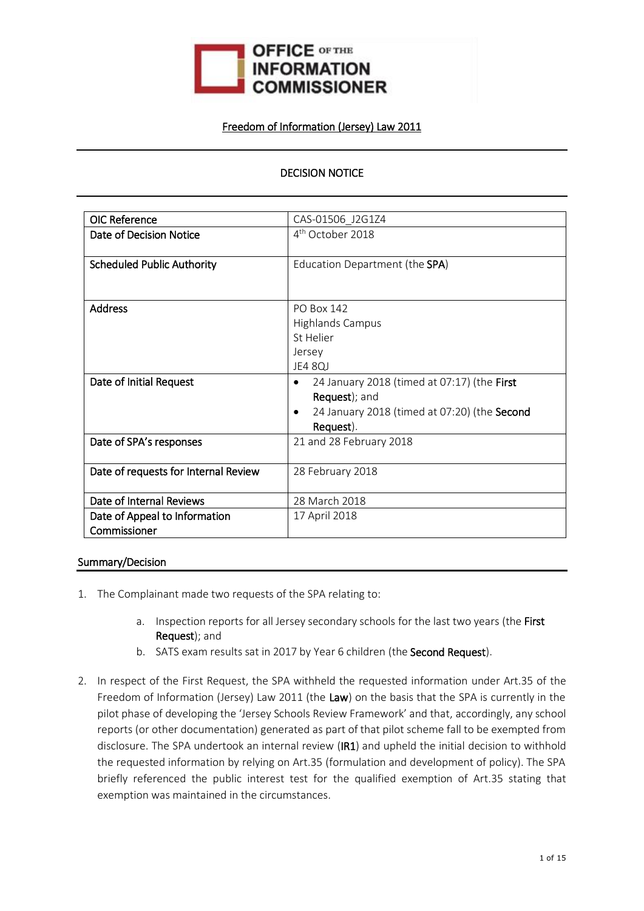**OFFICE OF THE INFORMATION COMMISSIONER**

Freedom of Information (Jersey) Law 2011

# DECISION NOTICE

| | |
|---|---|
| OIC Reference | CAS-01506_J2G1Z4 |
| Date of Decision Notice | 4th October 2018 |
| Scheduled Public Authority | Education Department (the **SPA**) |
| Address | PO Box 142<br>Highlands Campus<br>St Helier<br>Jersey<br>JE4 8QJ |
| Date of Initial Request | • 24 January 2018 (timed at 07:17) (the **First Request**); and<br>• 24 January 2018 (timed at 07:20) (the **Second Request**). |
| Date of SPA's responses | 21 and 28 February 2018 |
| Date of requests for Internal Review | 28 February 2018 |
| Date of Internal Reviews | 28 March 2018 |
| Date of Appeal to Information Commissioner | 17 April 2018 |

## Summary/Decision

1. The Complainant made two requests of the SPA relating to:

    a. Inspection reports for all Jersey secondary schools for the last two years (the **First Request**); and
    b. SATS exam results sat in 2017 by Year 6 children (the **Second Request**).

2. In respect of the First Request, the SPA withheld the requested information under Art.35 of the Freedom of Information (Jersey) Law 2011 (the **Law**) on the basis that the SPA is currently in the pilot phase of developing the 'Jersey Schools Review Framework' and that, accordingly, any school reports (or other documentation) generated as part of that pilot scheme fall to be exempted from disclosure. The SPA undertook an internal review (**IR1**) and upheld the initial decision to withhold the requested information by relying on Art.35 (formulation and development of policy). The SPA briefly referenced the public interest test for the qualified exemption of Art.35 stating that exemption was maintained in the circumstances.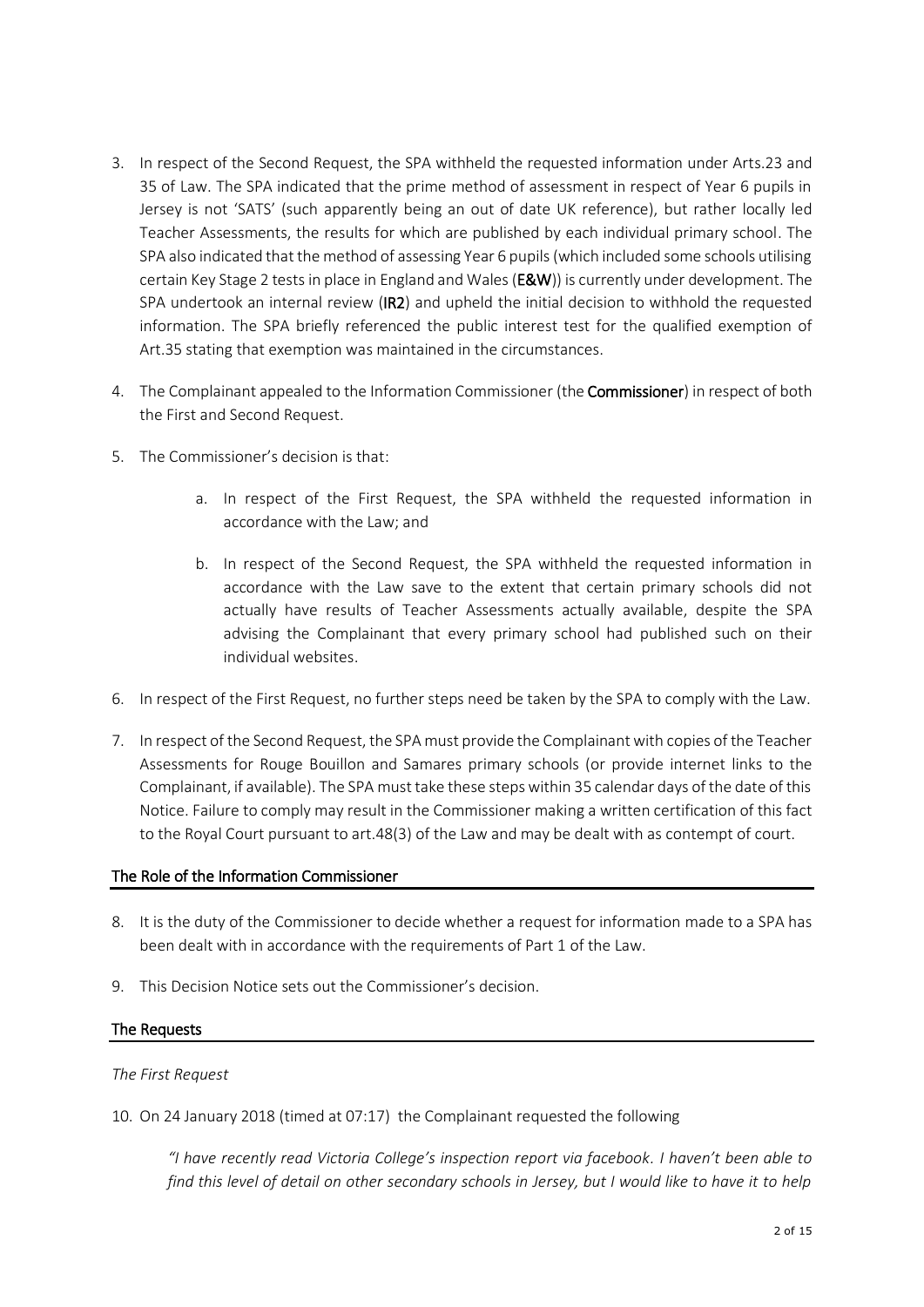3. In respect of the Second Request, the SPA withheld the requested information under Arts.23 and 35 of Law. The SPA indicated that the prime method of assessment in respect of Year 6 pupils in Jersey is not 'SATS' (such apparently being an out of date UK reference), but rather locally led Teacher Assessments, the results for which are published by each individual primary school. The SPA also indicated that the method of assessing Year 6 pupils (which included some schools utilising certain Key Stage 2 tests in place in England and Wales (**E&W**)) is currently under development. The SPA undertook an internal review (**IR2**) and upheld the initial decision to withhold the requested information. The SPA briefly referenced the public interest test for the qualified exemption of Art.35 stating that exemption was maintained in the circumstances.

4. The Complainant appealed to the Information Commissioner (the **Commissioner**) in respect of both the First and Second Request.

5. The Commissioner's decision is that:

   a. In respect of the First Request, the SPA withheld the requested information in accordance with the Law; and

   b. In respect of the Second Request, the SPA withheld the requested information in accordance with the Law save to the extent that certain primary schools did not actually have results of Teacher Assessments actually available, despite the SPA advising the Complainant that every primary school had published such on their individual websites.

6. In respect of the First Request, no further steps need be taken by the SPA to comply with the Law.

7. In respect of the Second Request, the SPA must provide the Complainant with copies of the Teacher Assessments for Rouge Bouillon and Samares primary schools (or provide internet links to the Complainant, if available). The SPA must take these steps within 35 calendar days of the date of this Notice. Failure to comply may result in the Commissioner making a written certification of this fact to the Royal Court pursuant to art.48(3) of the Law and may be dealt with as contempt of court.

## The Role of the Information Commissioner

8. It is the duty of the Commissioner to decide whether a request for information made to a SPA has been dealt with in accordance with the requirements of Part 1 of the Law.

9. This Decision Notice sets out the Commissioner's decision.

## The Requests

*The First Request*

10. On 24 January 2018 (timed at 07:17) the Complainant requested the following

    *"I have recently read Victoria College's inspection report via facebook. I haven't been able to find this level of detail on other secondary schools in Jersey, but I would like to have it to help*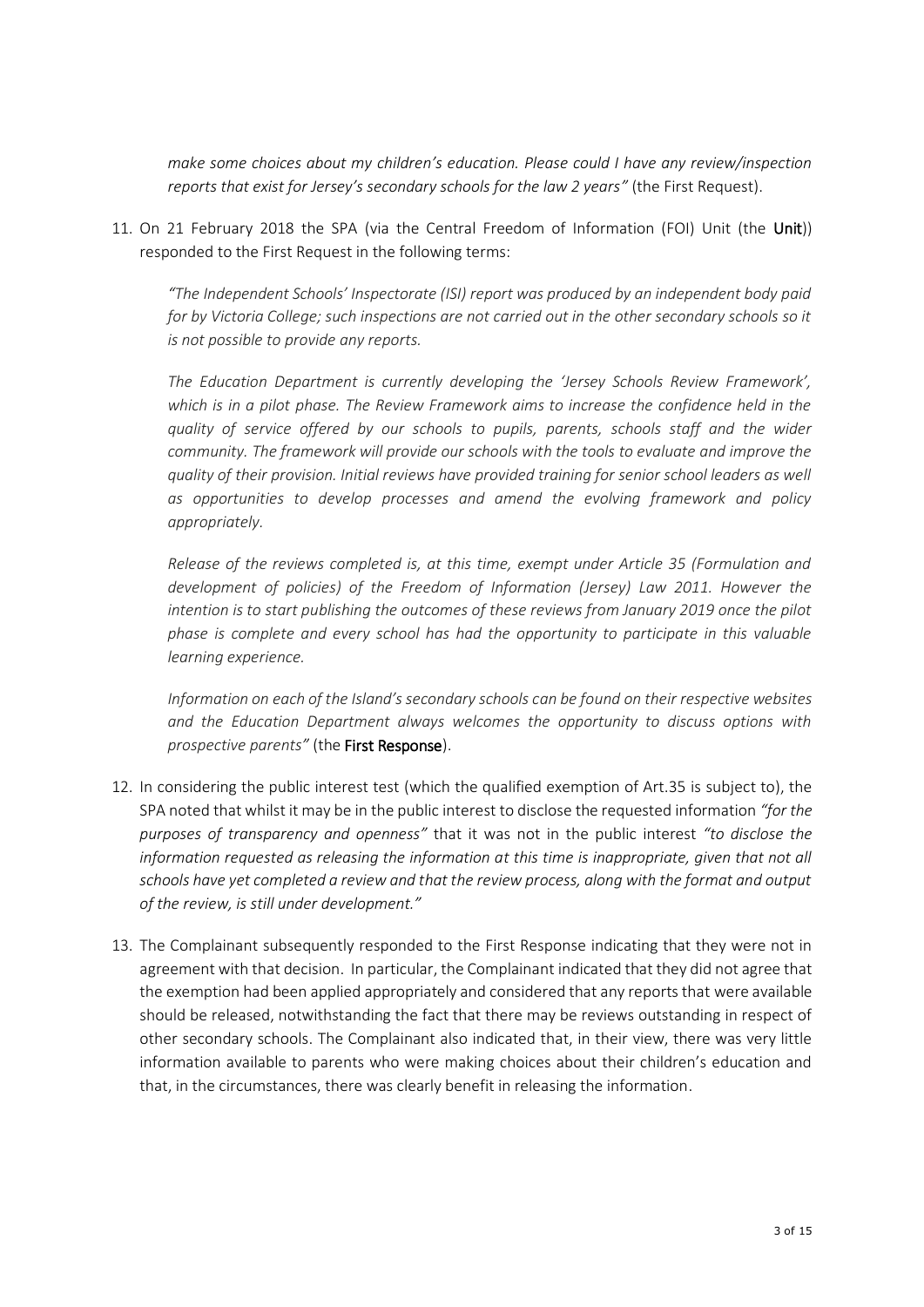*make some choices about my children's education. Please could I have any review/inspection reports that exist for Jersey's secondary schools for the law 2 years"* (the First Request).

11. On 21 February 2018 the SPA (via the Central Freedom of Information (FOI) Unit (the **Unit**)) responded to the First Request in the following terms:

    *"The Independent Schools' Inspectorate (ISI) report was produced by an independent body paid for by Victoria College; such inspections are not carried out in the other secondary schools so it is not possible to provide any reports.*

    *The Education Department is currently developing the 'Jersey Schools Review Framework', which is in a pilot phase. The Review Framework aims to increase the confidence held in the quality of service offered by our schools to pupils, parents, schools staff and the wider community. The framework will provide our schools with the tools to evaluate and improve the quality of their provision. Initial reviews have provided training for senior school leaders as well as opportunities to develop processes and amend the evolving framework and policy appropriately.*

    *Release of the reviews completed is, at this time, exempt under Article 35 (Formulation and development of policies) of the Freedom of Information (Jersey) Law 2011. However the intention is to start publishing the outcomes of these reviews from January 2019 once the pilot phase is complete and every school has had the opportunity to participate in this valuable learning experience.*

    *Information on each of the Island's secondary schools can be found on their respective websites and the Education Department always welcomes the opportunity to discuss options with prospective parents"* (the **First Response**).

12. In considering the public interest test (which the qualified exemption of Art.35 is subject to), the SPA noted that whilst it may be in the public interest to disclose the requested information *"for the purposes of transparency and openness"* that it was not in the public interest *"to disclose the information requested as releasing the information at this time is inappropriate, given that not all schools have yet completed a review and that the review process, along with the format and output of the review, is still under development."*

13. The Complainant subsequently responded to the First Response indicating that they were not in agreement with that decision. In particular, the Complainant indicated that they did not agree that the exemption had been applied appropriately and considered that any reports that were available should be released, notwithstanding the fact that there may be reviews outstanding in respect of other secondary schools. The Complainant also indicated that, in their view, there was very little information available to parents who were making choices about their children's education and that, in the circumstances, there was clearly benefit in releasing the information.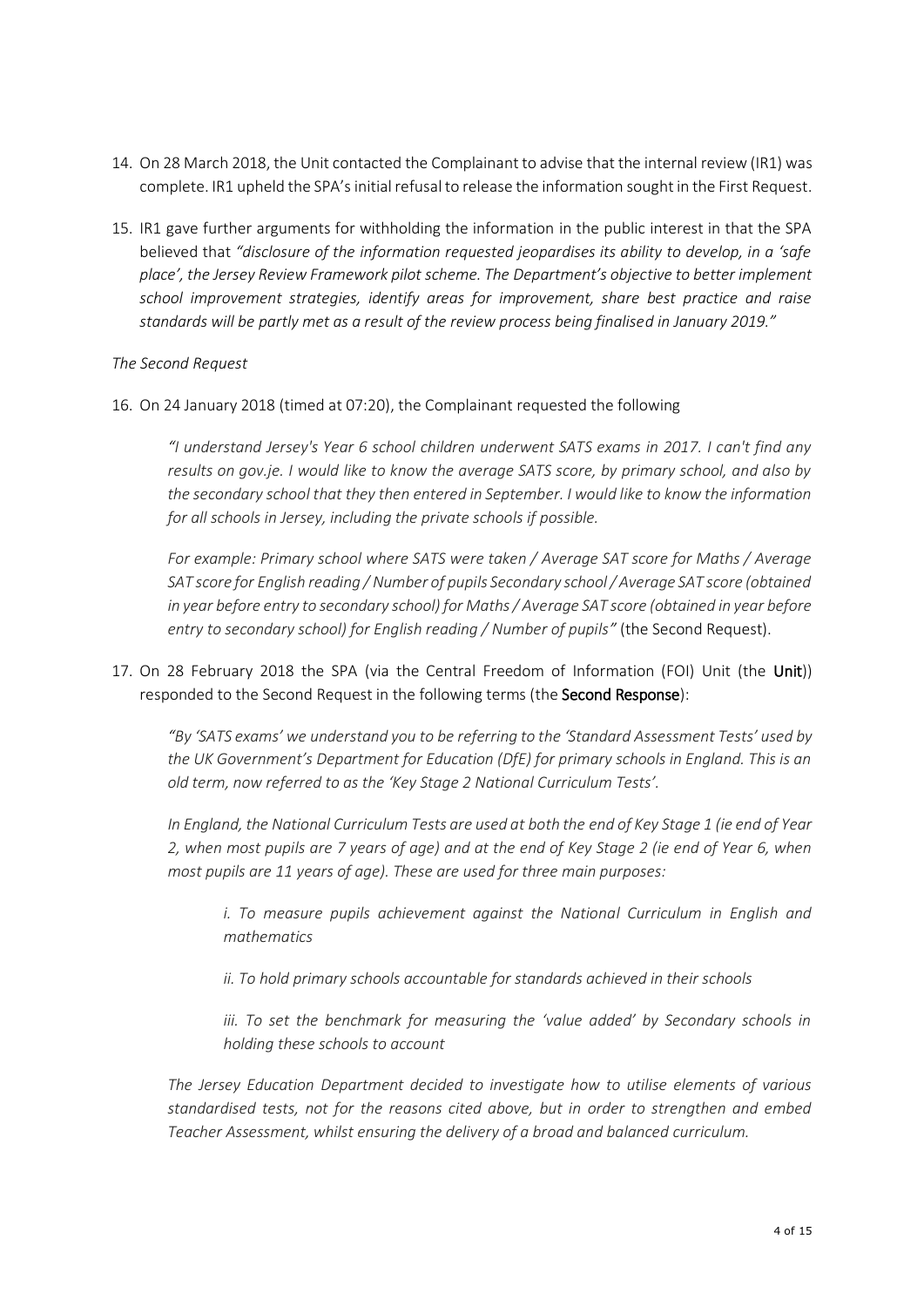14. On 28 March 2018, the Unit contacted the Complainant to advise that the internal review (IR1) was complete. IR1 upheld the SPA's initial refusal to release the information sought in the First Request.

15. IR1 gave further arguments for withholding the information in the public interest in that the SPA believed that *"disclosure of the information requested jeopardises its ability to develop, in a 'safe place', the Jersey Review Framework pilot scheme. The Department's objective to better implement school improvement strategies, identify areas for improvement, share best practice and raise standards will be partly met as a result of the review process being finalised in January 2019."*

*The Second Request*

16. On 24 January 2018 (timed at 07:20), the Complainant requested the following

    *"I understand Jersey's Year 6 school children underwent SATS exams in 2017. I can't find any results on gov.je. I would like to know the average SATS score, by primary school, and also by the secondary school that they then entered in September. I would like to know the information for all schools in Jersey, including the private schools if possible.*

    *For example: Primary school where SATS were taken / Average SAT score for Maths / Average SAT score for English reading / Number of pupils Secondary school / Average SAT score (obtained in year before entry to secondary school) for Maths / Average SAT score (obtained in year before entry to secondary school) for English reading / Number of pupils"* (the Second Request).

17. On 28 February 2018 the SPA (via the Central Freedom of Information (FOI) Unit (the **Unit**)) responded to the Second Request in the following terms (the **Second Response**):

    *"By 'SATS exams' we understand you to be referring to the 'Standard Assessment Tests' used by the UK Government's Department for Education (DfE) for primary schools in England. This is an old term, now referred to as the 'Key Stage 2 National Curriculum Tests'.*

    *In England, the National Curriculum Tests are used at both the end of Key Stage 1 (ie end of Year 2, when most pupils are 7 years of age) and at the end of Key Stage 2 (ie end of Year 6, when most pupils are 11 years of age). These are used for three main purposes:*

    > *i. To measure pupils achievement against the National Curriculum in English and mathematics*
    >
    > *ii. To hold primary schools accountable for standards achieved in their schools*
    >
    > *iii. To set the benchmark for measuring the 'value added' by Secondary schools in holding these schools to account*

    *The Jersey Education Department decided to investigate how to utilise elements of various standardised tests, not for the reasons cited above, but in order to strengthen and embed Teacher Assessment, whilst ensuring the delivery of a broad and balanced curriculum.*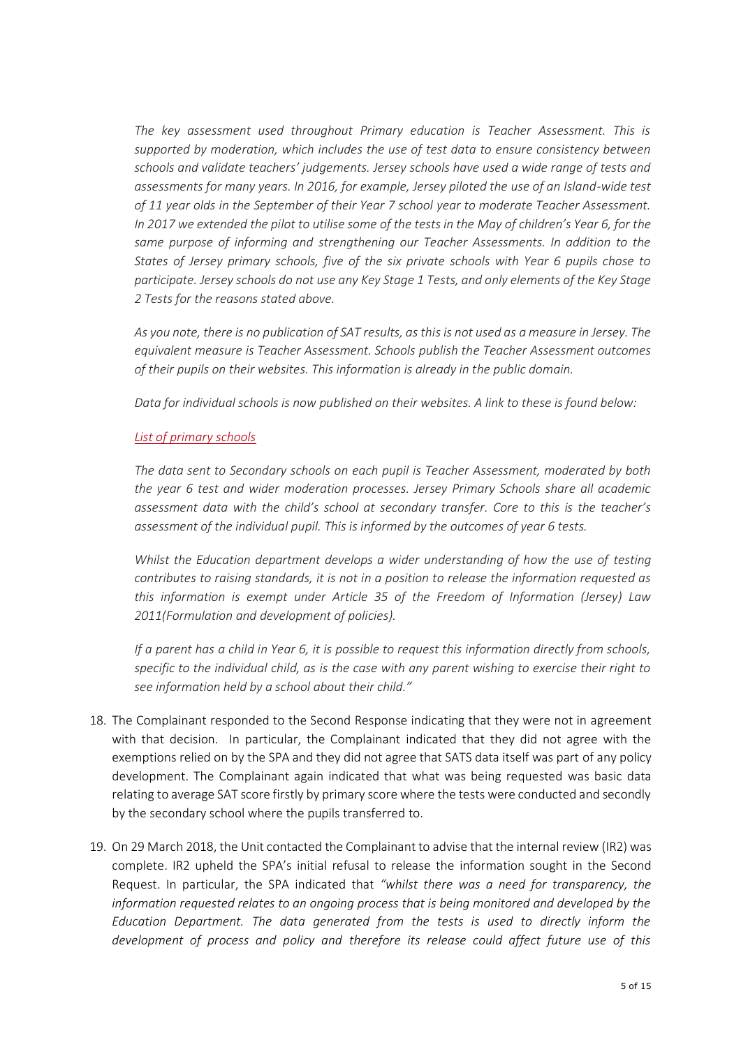*The key assessment used throughout Primary education is Teacher Assessment. This is supported by moderation, which includes the use of test data to ensure consistency between schools and validate teachers' judgements. Jersey schools have used a wide range of tests and assessments for many years. In 2016, for example, Jersey piloted the use of an Island-wide test of 11 year olds in the September of their Year 7 school year to moderate Teacher Assessment. In 2017 we extended the pilot to utilise some of the tests in the May of children's Year 6, for the same purpose of informing and strengthening our Teacher Assessments. In addition to the States of Jersey primary schools, five of the six private schools with Year 6 pupils chose to participate. Jersey schools do not use any Key Stage 1 Tests, and only elements of the Key Stage 2 Tests for the reasons stated above.*

*As you note, there is no publication of SAT results, as this is not used as a measure in Jersey. The equivalent measure is Teacher Assessment. Schools publish the Teacher Assessment outcomes of their pupils on their websites. This information is already in the public domain.*

*Data for individual schools is now published on their websites. A link to these is found below:*

*List of primary schools*

*The data sent to Secondary schools on each pupil is Teacher Assessment, moderated by both the year 6 test and wider moderation processes. Jersey Primary Schools share all academic assessment data with the child's school at secondary transfer. Core to this is the teacher's assessment of the individual pupil. This is informed by the outcomes of year 6 tests.*

*Whilst the Education department develops a wider understanding of how the use of testing contributes to raising standards, it is not in a position to release the information requested as this information is exempt under Article 35 of the Freedom of Information (Jersey) Law 2011(Formulation and development of policies).*

*If a parent has a child in Year 6, it is possible to request this information directly from schools, specific to the individual child, as is the case with any parent wishing to exercise their right to see information held by a school about their child."*

18. The Complainant responded to the Second Response indicating that they were not in agreement with that decision. In particular, the Complainant indicated that they did not agree with the exemptions relied on by the SPA and they did not agree that SATS data itself was part of any policy development. The Complainant again indicated that what was being requested was basic data relating to average SAT score firstly by primary score where the tests were conducted and secondly by the secondary school where the pupils transferred to.

19. On 29 March 2018, the Unit contacted the Complainant to advise that the internal review (IR2) was complete. IR2 upheld the SPA's initial refusal to release the information sought in the Second Request. In particular, the SPA indicated that *"whilst there was a need for transparency, the information requested relates to an ongoing process that is being monitored and developed by the Education Department. The data generated from the tests is used to directly inform the development of process and policy and therefore its release could affect future use of this*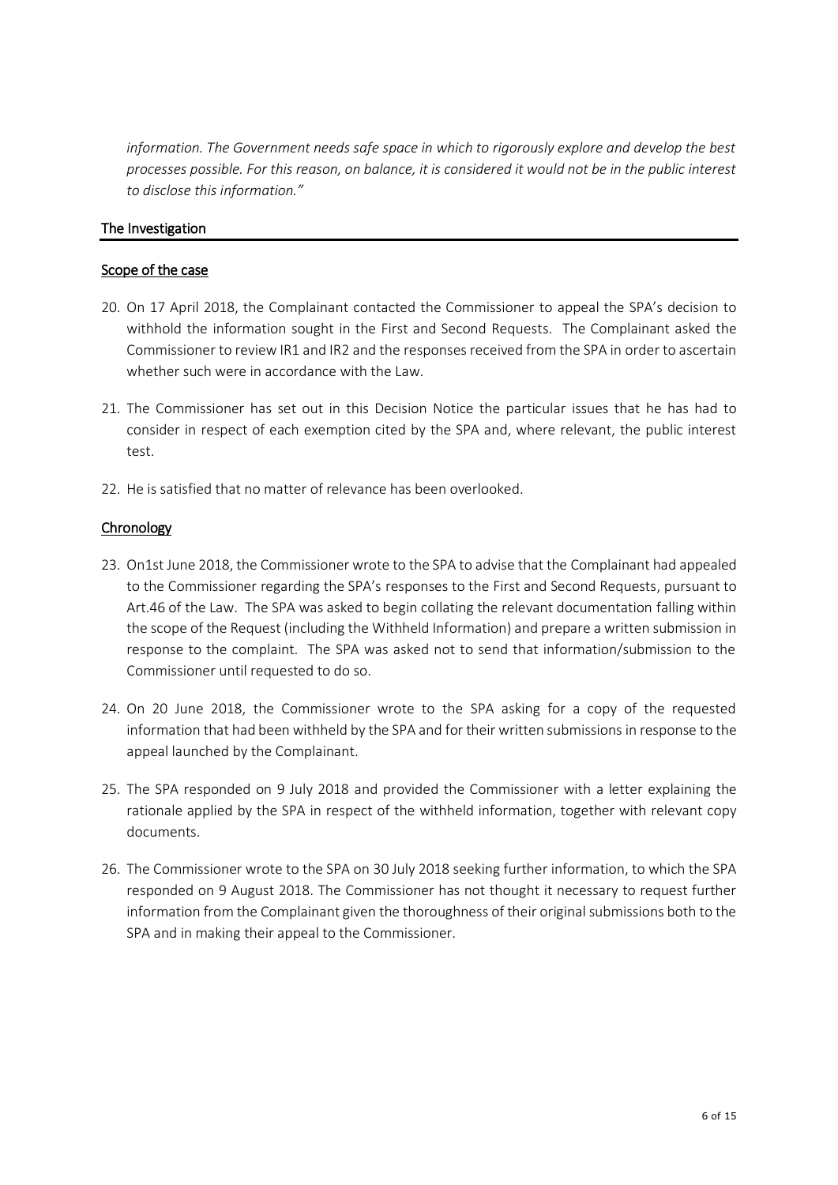*information. The Government needs safe space in which to rigorously explore and develop the best processes possible. For this reason, on balance, it is considered it would not be in the public interest to disclose this information."*

## The Investigation

### Scope of the case

20. On 17 April 2018, the Complainant contacted the Commissioner to appeal the SPA's decision to withhold the information sought in the First and Second Requests. The Complainant asked the Commissioner to review IR1 and IR2 and the responses received from the SPA in order to ascertain whether such were in accordance with the Law.

21. The Commissioner has set out in this Decision Notice the particular issues that he has had to consider in respect of each exemption cited by the SPA and, where relevant, the public interest test.

22. He is satisfied that no matter of relevance has been overlooked.

### Chronology

23. On1st June 2018, the Commissioner wrote to the SPA to advise that the Complainant had appealed to the Commissioner regarding the SPA's responses to the First and Second Requests, pursuant to Art.46 of the Law. The SPA was asked to begin collating the relevant documentation falling within the scope of the Request (including the Withheld Information) and prepare a written submission in response to the complaint. The SPA was asked not to send that information/submission to the Commissioner until requested to do so.

24. On 20 June 2018, the Commissioner wrote to the SPA asking for a copy of the requested information that had been withheld by the SPA and for their written submissions in response to the appeal launched by the Complainant.

25. The SPA responded on 9 July 2018 and provided the Commissioner with a letter explaining the rationale applied by the SPA in respect of the withheld information, together with relevant copy documents.

26. The Commissioner wrote to the SPA on 30 July 2018 seeking further information, to which the SPA responded on 9 August 2018. The Commissioner has not thought it necessary to request further information from the Complainant given the thoroughness of their original submissions both to the SPA and in making their appeal to the Commissioner.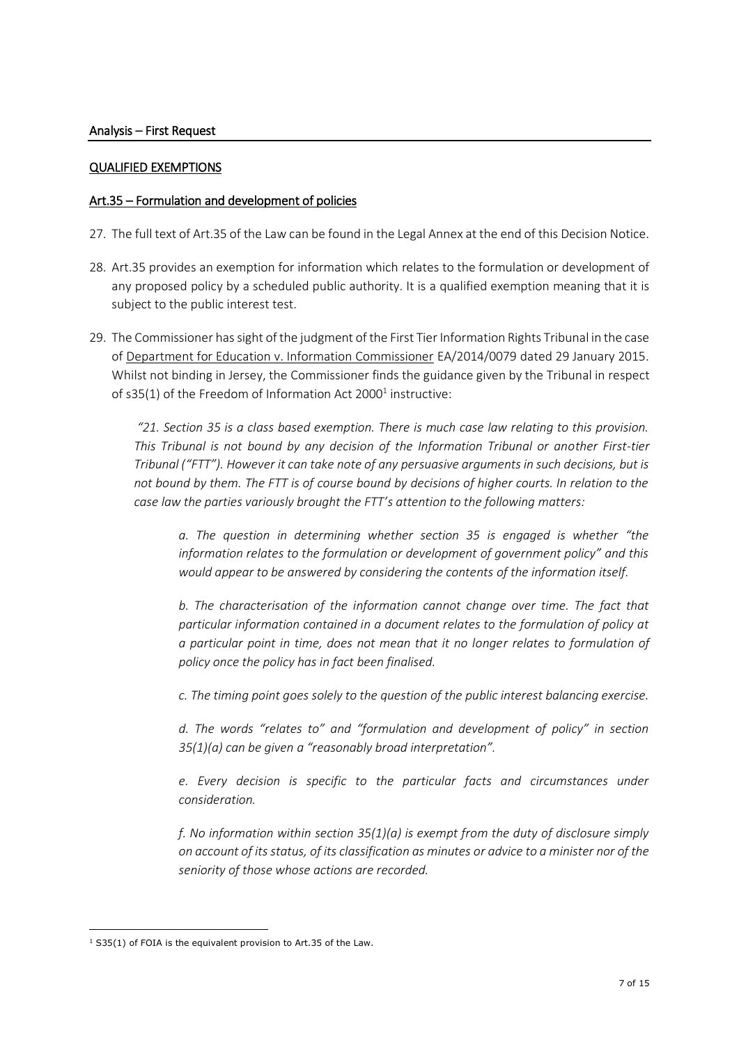## Analysis – First Request

### QUALIFIED EXEMPTIONS

### Art.35 – Formulation and development of policies

27. The full text of Art.35 of the Law can be found in the Legal Annex at the end of this Decision Notice.

28. Art.35 provides an exemption for information which relates to the formulation or development of any proposed policy by a scheduled public authority. It is a qualified exemption meaning that it is subject to the public interest test.

29. The Commissioner has sight of the judgment of the First Tier Information Rights Tribunal in the case of Department for Education v. Information Commissioner EA/2014/0079 dated 29 January 2015. Whilst not binding in Jersey, the Commissioner finds the guidance given by the Tribunal in respect of s35(1) of the Freedom of Information Act 2000[1] instructive:

> *"21. Section 35 is a class based exemption. There is much case law relating to this provision. This Tribunal is not bound by any decision of the Information Tribunal or another First-tier Tribunal ("FTT"). However it can take note of any persuasive arguments in such decisions, but is not bound by them. The FTT is of course bound by decisions of higher courts. In relation to the case law the parties variously brought the FTT's attention to the following matters:*
>
> > *a. The question in determining whether section 35 is engaged is whether "the information relates to the formulation or development of government policy" and this would appear to be answered by considering the contents of the information itself.*
> >
> > *b. The characterisation of the information cannot change over time. The fact that particular information contained in a document relates to the formulation of policy at a particular point in time, does not mean that it no longer relates to formulation of policy once the policy has in fact been finalised.*
> >
> > *c. The timing point goes solely to the question of the public interest balancing exercise.*
> >
> > *d. The words "relates to" and "formulation and development of policy" in section 35(1)(a) can be given a "reasonably broad interpretation".*
> >
> > *e. Every decision is specific to the particular facts and circumstances under consideration.*
> >
> > *f. No information within section 35(1)(a) is exempt from the duty of disclosure simply on account of its status, of its classification as minutes or advice to a minister nor of the seniority of those whose actions are recorded.*

---

[1] S35(1) of FOIA is the equivalent provision to Art.35 of the Law.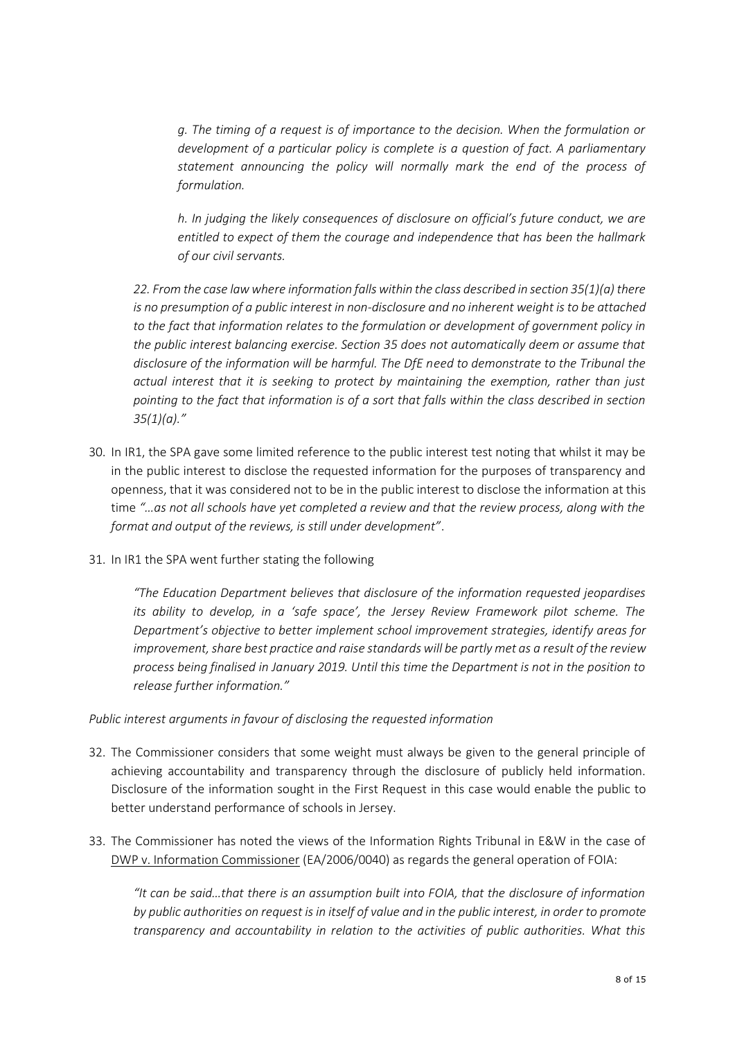> *g. The timing of a request is of importance to the decision. When the formulation or development of a particular policy is complete is a question of fact. A parliamentary statement announcing the policy will normally mark the end of the process of formulation.*
>
> *h. In judging the likely consequences of disclosure on official's future conduct, we are entitled to expect of them the courage and independence that has been the hallmark of our civil servants.*

> *22. From the case law where information falls within the class described in section 35(1)(a) there is no presumption of a public interest in non-disclosure and no inherent weight is to be attached to the fact that information relates to the formulation or development of government policy in the public interest balancing exercise. Section 35 does not automatically deem or assume that disclosure of the information will be harmful. The DfE need to demonstrate to the Tribunal the actual interest that it is seeking to protect by maintaining the exemption, rather than just pointing to the fact that information is of a sort that falls within the class described in section 35(1)(a)."*

30. In IR1, the SPA gave some limited reference to the public interest test noting that whilst it may be in the public interest to disclose the requested information for the purposes of transparency and openness, that it was considered not to be in the public interest to disclose the information at this time *"…as not all schools have yet completed a review and that the review process, along with the format and output of the reviews, is still under development"*.

31. In IR1 the SPA went further stating the following

> *"The Education Department believes that disclosure of the information requested jeopardises its ability to develop, in a 'safe space', the Jersey Review Framework pilot scheme. The Department's objective to better implement school improvement strategies, identify areas for improvement, share best practice and raise standards will be partly met as a result of the review process being finalised in January 2019. Until this time the Department is not in the position to release further information."*

*Public interest arguments in favour of disclosing the requested information*

32. The Commissioner considers that some weight must always be given to the general principle of achieving accountability and transparency through the disclosure of publicly held information. Disclosure of the information sought in the First Request in this case would enable the public to better understand performance of schools in Jersey.

33. The Commissioner has noted the views of the Information Rights Tribunal in E&W in the case of DWP v. Information Commissioner (EA/2006/0040) as regards the general operation of FOIA:

> *"It can be said…that there is an assumption built into FOIA, that the disclosure of information by public authorities on request is in itself of value and in the public interest, in order to promote transparency and accountability in relation to the activities of public authorities. What this*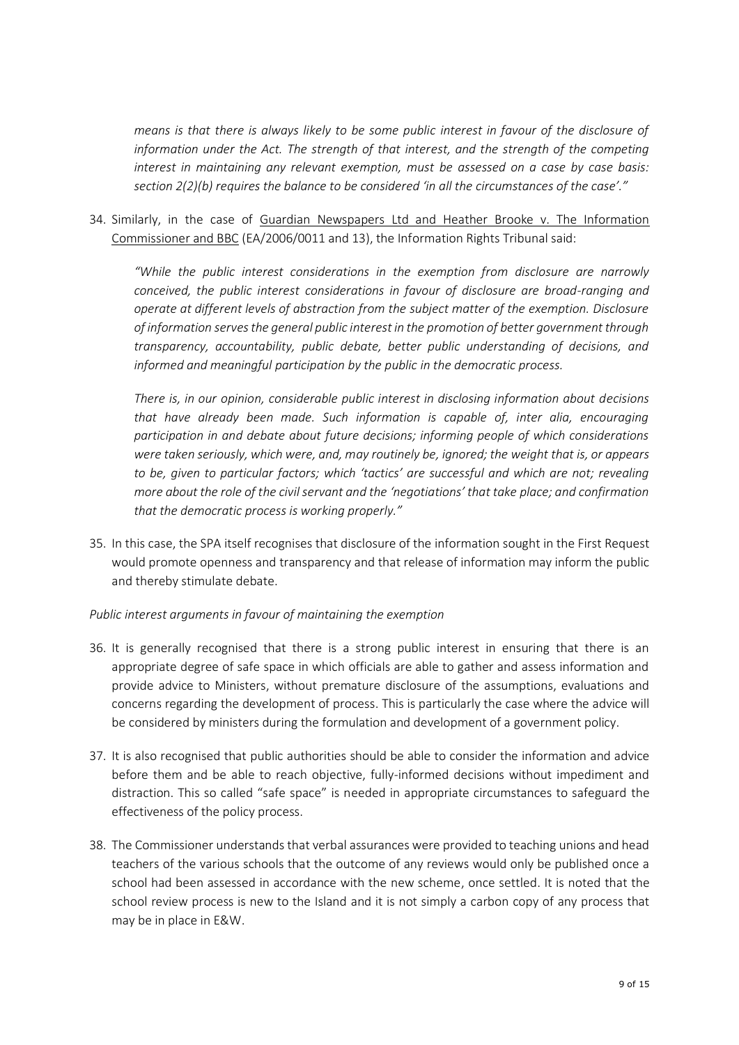*means is that there is always likely to be some public interest in favour of the disclosure of information under the Act. The strength of that interest, and the strength of the competing interest in maintaining any relevant exemption, must be assessed on a case by case basis: section 2(2)(b) requires the balance to be considered 'in all the circumstances of the case'."*

34. Similarly, in the case of Guardian Newspapers Ltd and Heather Brooke v. The Information Commissioner and BBC (EA/2006/0011 and 13), the Information Rights Tribunal said:

    *"While the public interest considerations in the exemption from disclosure are narrowly conceived, the public interest considerations in favour of disclosure are broad-ranging and operate at different levels of abstraction from the subject matter of the exemption. Disclosure of information serves the general public interest in the promotion of better government through transparency, accountability, public debate, better public understanding of decisions, and informed and meaningful participation by the public in the democratic process.*

    *There is, in our opinion, considerable public interest in disclosing information about decisions that have already been made. Such information is capable of, inter alia, encouraging participation in and debate about future decisions; informing people of which considerations were taken seriously, which were, and, may routinely be, ignored; the weight that is, or appears to be, given to particular factors; which 'tactics' are successful and which are not; revealing more about the role of the civil servant and the 'negotiations' that take place; and confirmation that the democratic process is working properly."*

35. In this case, the SPA itself recognises that disclosure of the information sought in the First Request would promote openness and transparency and that release of information may inform the public and thereby stimulate debate.

*Public interest arguments in favour of maintaining the exemption*

36. It is generally recognised that there is a strong public interest in ensuring that there is an appropriate degree of safe space in which officials are able to gather and assess information and provide advice to Ministers, without premature disclosure of the assumptions, evaluations and concerns regarding the development of process. This is particularly the case where the advice will be considered by ministers during the formulation and development of a government policy.

37. It is also recognised that public authorities should be able to consider the information and advice before them and be able to reach objective, fully-informed decisions without impediment and distraction. This so called "safe space" is needed in appropriate circumstances to safeguard the effectiveness of the policy process.

38. The Commissioner understands that verbal assurances were provided to teaching unions and head teachers of the various schools that the outcome of any reviews would only be published once a school had been assessed in accordance with the new scheme, once settled. It is noted that the school review process is new to the Island and it is not simply a carbon copy of any process that may be in place in E&W.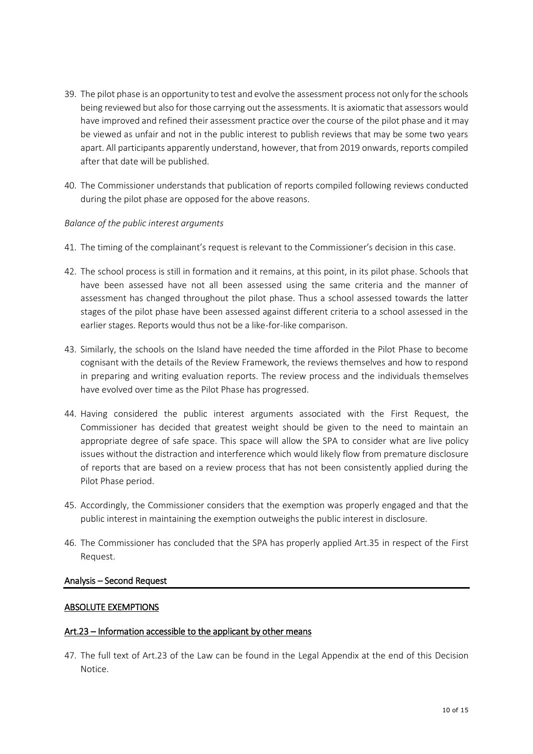39. The pilot phase is an opportunity to test and evolve the assessment process not only for the schools being reviewed but also for those carrying out the assessments. It is axiomatic that assessors would have improved and refined their assessment practice over the course of the pilot phase and it may be viewed as unfair and not in the public interest to publish reviews that may be some two years apart. All participants apparently understand, however, that from 2019 onwards, reports compiled after that date will be published.

40. The Commissioner understands that publication of reports compiled following reviews conducted during the pilot phase are opposed for the above reasons.

*Balance of the public interest arguments*

41. The timing of the complainant's request is relevant to the Commissioner's decision in this case.

42. The school process is still in formation and it remains, at this point, in its pilot phase. Schools that have been assessed have not all been assessed using the same criteria and the manner of assessment has changed throughout the pilot phase. Thus a school assessed towards the latter stages of the pilot phase have been assessed against different criteria to a school assessed in the earlier stages. Reports would thus not be a like-for-like comparison.

43. Similarly, the schools on the Island have needed the time afforded in the Pilot Phase to become cognisant with the details of the Review Framework, the reviews themselves and how to respond in preparing and writing evaluation reports. The review process and the individuals themselves have evolved over time as the Pilot Phase has progressed.

44. Having considered the public interest arguments associated with the First Request, the Commissioner has decided that greatest weight should be given to the need to maintain an appropriate degree of safe space. This space will allow the SPA to consider what are live policy issues without the distraction and interference which would likely flow from premature disclosure of reports that are based on a review process that has not been consistently applied during the Pilot Phase period.

45. Accordingly, the Commissioner considers that the exemption was properly engaged and that the public interest in maintaining the exemption outweighs the public interest in disclosure.

46. The Commissioner has concluded that the SPA has properly applied Art.35 in respect of the First Request.

## Analysis – Second Request

### ABSOLUTE EXEMPTIONS

### Art.23 – Information accessible to the applicant by other means

47. The full text of Art.23 of the Law can be found in the Legal Appendix at the end of this Decision Notice.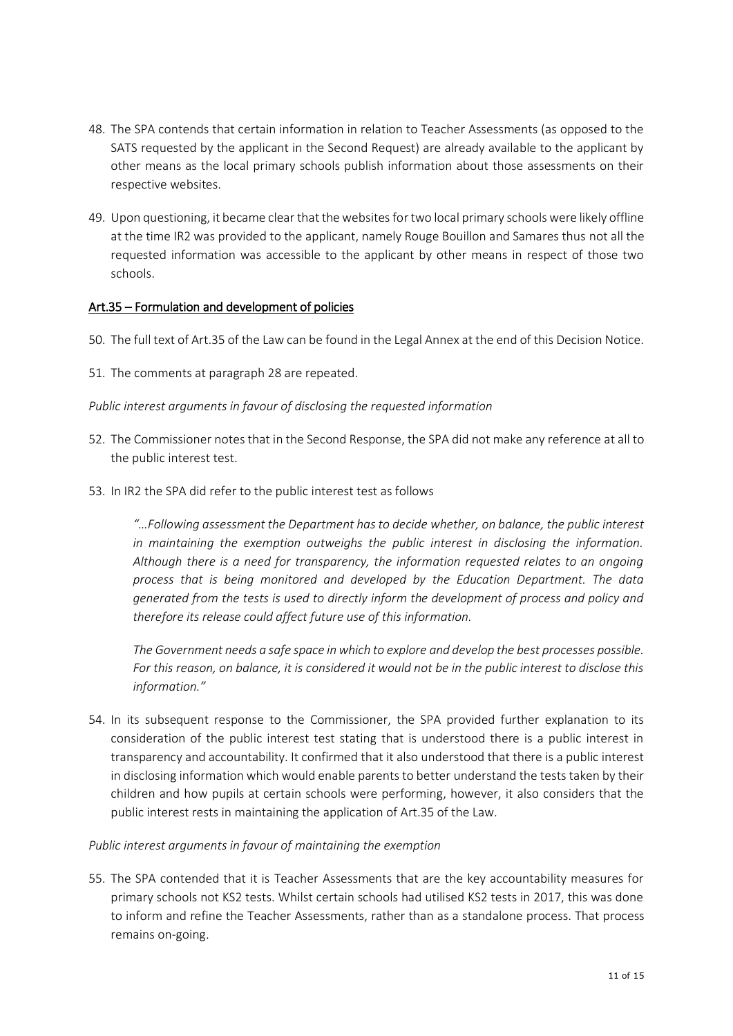48. The SPA contends that certain information in relation to Teacher Assessments (as opposed to the SATS requested by the applicant in the Second Request) are already available to the applicant by other means as the local primary schools publish information about those assessments on their respective websites.

49. Upon questioning, it became clear that the websites for two local primary schools were likely offline at the time IR2 was provided to the applicant, namely Rouge Bouillon and Samares thus not all the requested information was accessible to the applicant by other means in respect of those two schools.

<u>Art.35 – Formulation and development of policies</u>

50. The full text of Art.35 of the Law can be found in the Legal Annex at the end of this Decision Notice.

51. The comments at paragraph 28 are repeated.

*Public interest arguments in favour of disclosing the requested information*

52. The Commissioner notes that in the Second Response, the SPA did not make any reference at all to the public interest test.

53. In IR2 the SPA did refer to the public interest test as follows

    *"…Following assessment the Department has to decide whether, on balance, the public interest in maintaining the exemption outweighs the public interest in disclosing the information. Although there is a need for transparency, the information requested relates to an ongoing process that is being monitored and developed by the Education Department. The data generated from the tests is used to directly inform the development of process and policy and therefore its release could affect future use of this information.*

    *The Government needs a safe space in which to explore and develop the best processes possible. For this reason, on balance, it is considered it would not be in the public interest to disclose this information."*

54. In its subsequent response to the Commissioner, the SPA provided further explanation to its consideration of the public interest test stating that is understood there is a public interest in transparency and accountability. It confirmed that it also understood that there is a public interest in disclosing information which would enable parents to better understand the tests taken by their children and how pupils at certain schools were performing, however, it also considers that the public interest rests in maintaining the application of Art.35 of the Law.

*Public interest arguments in favour of maintaining the exemption*

55. The SPA contended that it is Teacher Assessments that are the key accountability measures for primary schools not KS2 tests. Whilst certain schools had utilised KS2 tests in 2017, this was done to inform and refine the Teacher Assessments, rather than as a standalone process. That process remains on-going.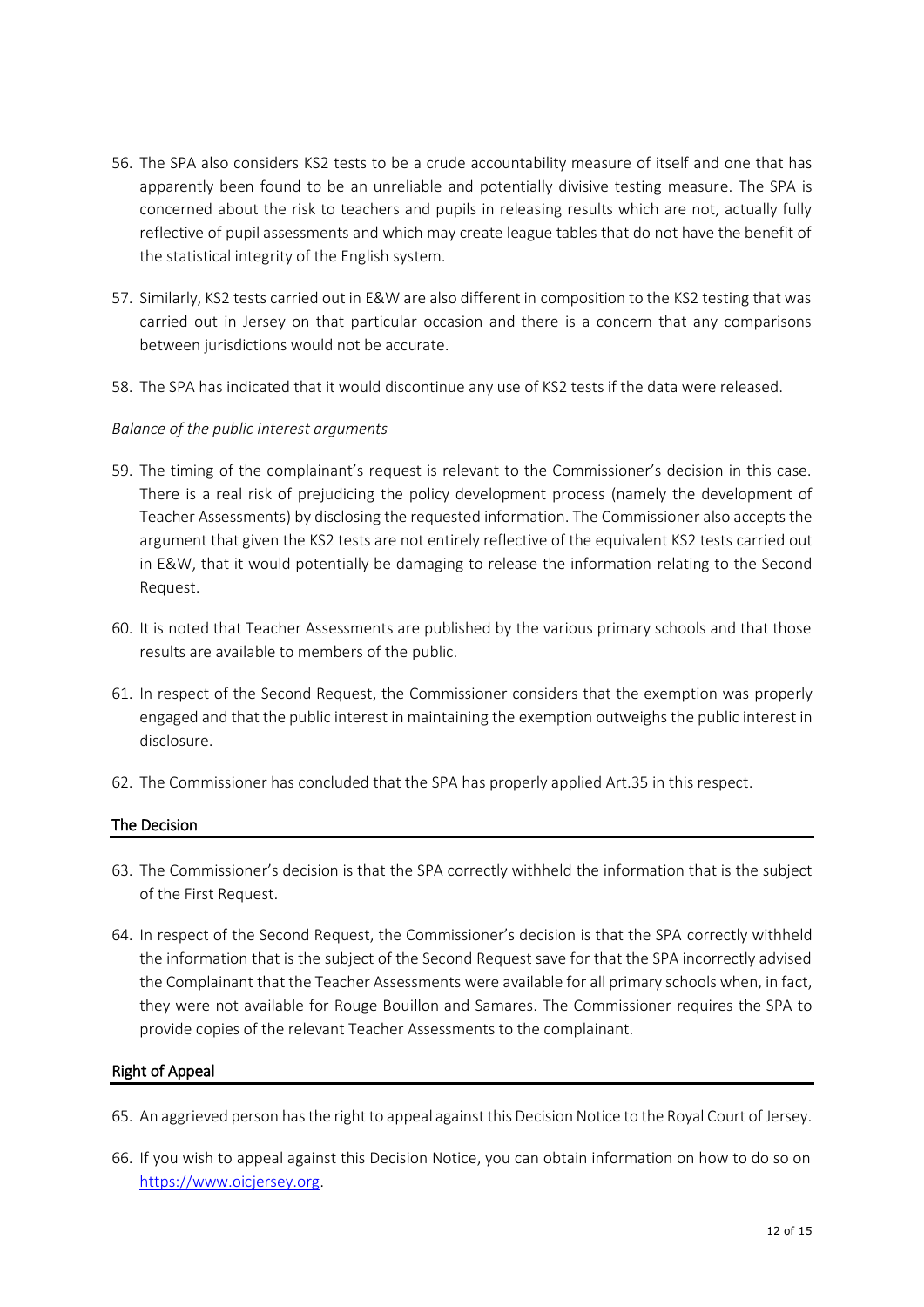56. The SPA also considers KS2 tests to be a crude accountability measure of itself and one that has apparently been found to be an unreliable and potentially divisive testing measure. The SPA is concerned about the risk to teachers and pupils in releasing results which are not, actually fully reflective of pupil assessments and which may create league tables that do not have the benefit of the statistical integrity of the English system.

57. Similarly, KS2 tests carried out in E&W are also different in composition to the KS2 testing that was carried out in Jersey on that particular occasion and there is a concern that any comparisons between jurisdictions would not be accurate.

58. The SPA has indicated that it would discontinue any use of KS2 tests if the data were released.

*Balance of the public interest arguments*

59. The timing of the complainant's request is relevant to the Commissioner's decision in this case. There is a real risk of prejudicing the policy development process (namely the development of Teacher Assessments) by disclosing the requested information. The Commissioner also accepts the argument that given the KS2 tests are not entirely reflective of the equivalent KS2 tests carried out in E&W, that it would potentially be damaging to release the information relating to the Second Request.

60. It is noted that Teacher Assessments are published by the various primary schools and that those results are available to members of the public.

61. In respect of the Second Request, the Commissioner considers that the exemption was properly engaged and that the public interest in maintaining the exemption outweighs the public interest in disclosure.

62. The Commissioner has concluded that the SPA has properly applied Art.35 in this respect.

## The Decision

63. The Commissioner's decision is that the SPA correctly withheld the information that is the subject of the First Request.

64. In respect of the Second Request, the Commissioner's decision is that the SPA correctly withheld the information that is the subject of the Second Request save for that the SPA incorrectly advised the Complainant that the Teacher Assessments were available for all primary schools when, in fact, they were not available for Rouge Bouillon and Samares. The Commissioner requires the SPA to provide copies of the relevant Teacher Assessments to the complainant.

## Right of Appeal

65. An aggrieved person has the right to appeal against this Decision Notice to the Royal Court of Jersey.

66. If you wish to appeal against this Decision Notice, you can obtain information on how to do so on [https://www.oicjersey.org](https://www.oicjersey.org).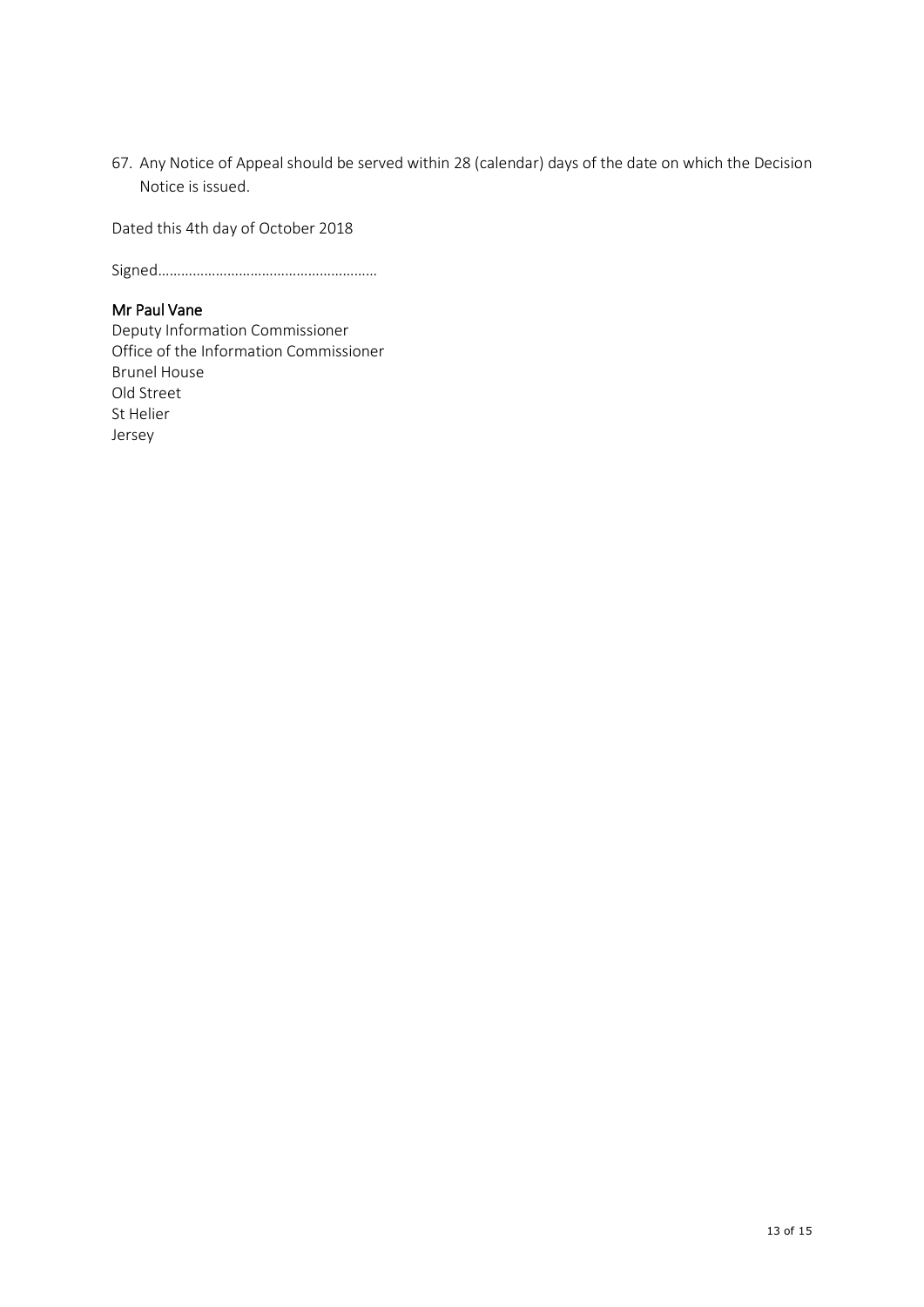67. Any Notice of Appeal should be served within 28 (calendar) days of the date on which the Decision Notice is issued.

Dated this 4th day of October 2018

Signed………………………………………………

**Mr Paul Vane**
Deputy Information Commissioner
Office of the Information Commissioner
Brunel House
Old Street
St Helier
Jersey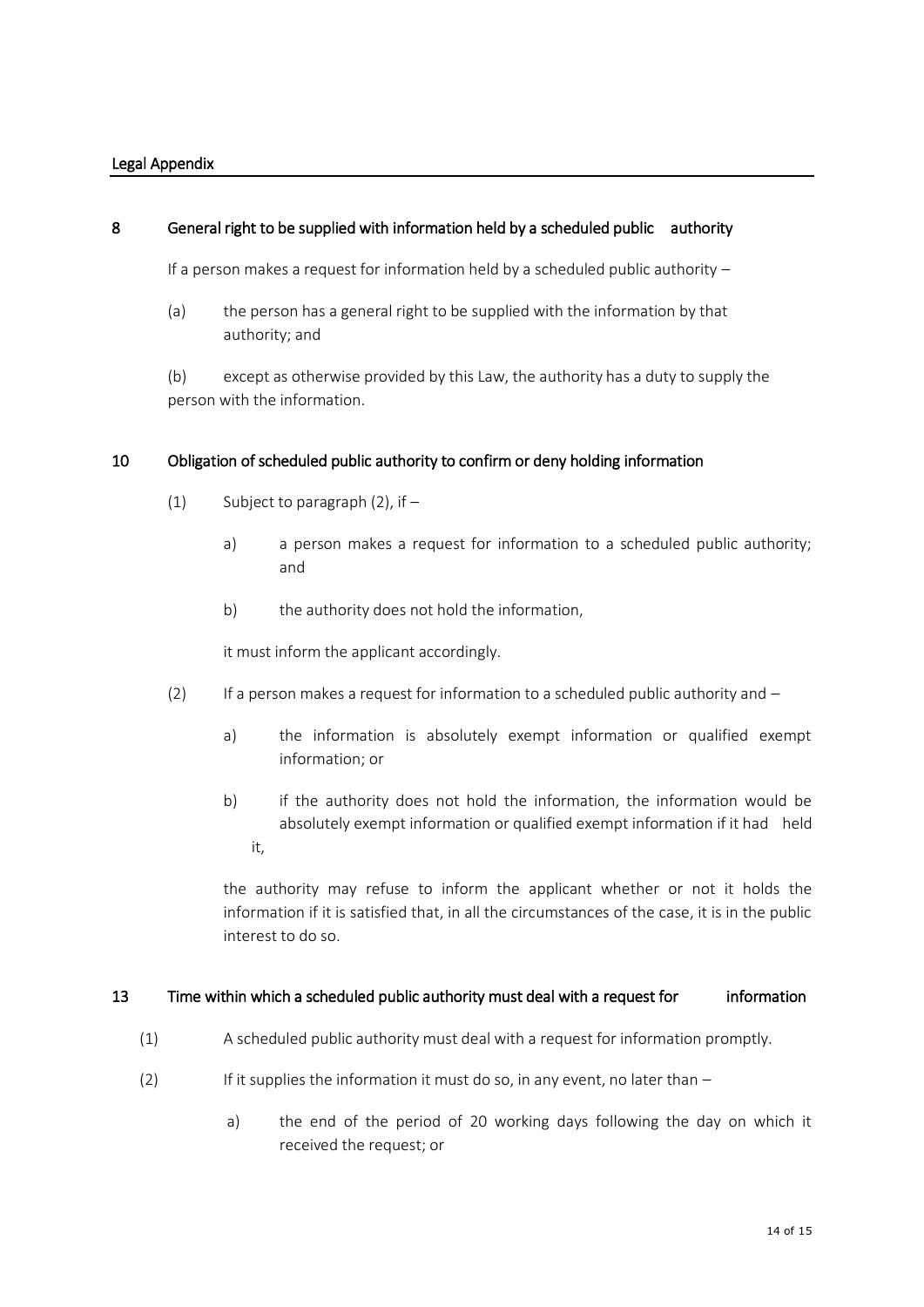## Legal Appendix

### 8 General right to be supplied with information held by a scheduled public authority

If a person makes a request for information held by a scheduled public authority –

(a) the person has a general right to be supplied with the information by that authority; and

(b) except as otherwise provided by this Law, the authority has a duty to supply the person with the information.

### 10 Obligation of scheduled public authority to confirm or deny holding information

(1) Subject to paragraph (2), if –

a) a person makes a request for information to a scheduled public authority; and

b) the authority does not hold the information,

it must inform the applicant accordingly.

(2) If a person makes a request for information to a scheduled public authority and –

a) the information is absolutely exempt information or qualified exempt information; or

b) if the authority does not hold the information, the information would be absolutely exempt information or qualified exempt information if it had held it,

the authority may refuse to inform the applicant whether or not it holds the information if it is satisfied that, in all the circumstances of the case, it is in the public interest to do so.

### 13 Time within which a scheduled public authority must deal with a request for information

(1) A scheduled public authority must deal with a request for information promptly.

(2) If it supplies the information it must do so, in any event, no later than –

a) the end of the period of 20 working days following the day on which it received the request; or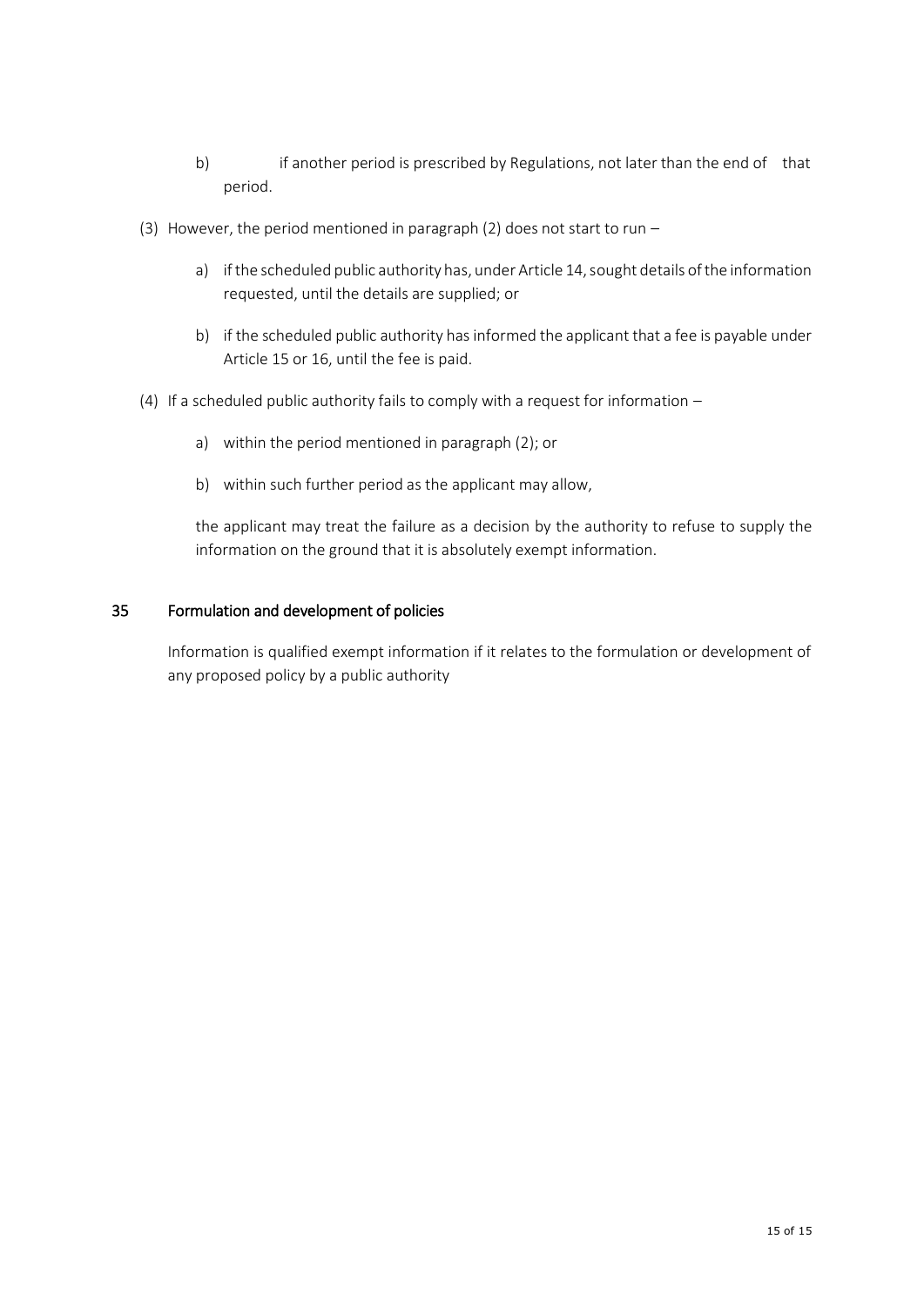b) if another period is prescribed by Regulations, not later than the end of that period.

(3) However, the period mentioned in paragraph (2) does not start to run –

a) if the scheduled public authority has, under Article 14, sought details of the information requested, until the details are supplied; or

b) if the scheduled public authority has informed the applicant that a fee is payable under Article 15 or 16, until the fee is paid.

(4) If a scheduled public authority fails to comply with a request for information –

a) within the period mentioned in paragraph (2); or

b) within such further period as the applicant may allow,

the applicant may treat the failure as a decision by the authority to refuse to supply the information on the ground that it is absolutely exempt information.

### 35 Formulation and development of policies

Information is qualified exempt information if it relates to the formulation or development of any proposed policy by a public authority